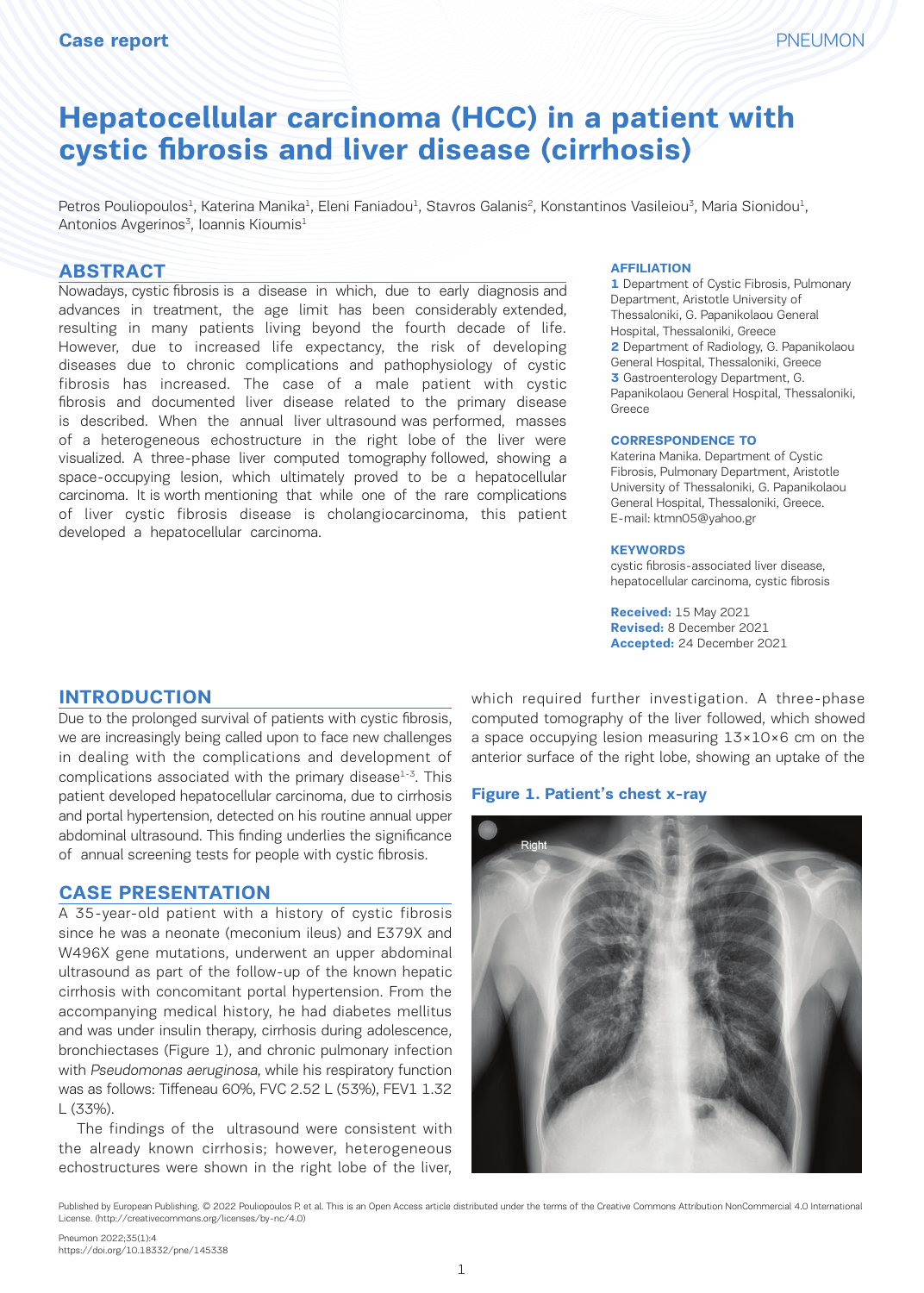Case report

# Hepatocellular carcinoma (HCC) in a patient with cystic fibrosis and liver disease (cirrhosis)

Petros Pouliopoulos[1], Katerina Manika[1], Eleni Faniadou[1], Stavros Galanis[2], Konstantinos Vasileiou[3], Maria Sionidou[1], Antonios Avgerinos[3], Ioannis Kioumis[1]

## ABSTRACT

Nowadays, cystic fibrosis is a disease in which, due to early diagnosis and advances in treatment, the age limit has been considerably extended, resulting in many patients living beyond the fourth decade of life. However, due to increased life expectancy, the risk of developing diseases due to chronic complications and pathophysiology of cystic fibrosis has increased. The case of a male patient with cystic fibrosis and documented liver disease related to the primary disease is described. When the annual liver ultrasound was performed, masses of a heterogeneous echostructure in the right lobe of the liver were visualized. A three-phase liver computed tomography followed, showing a space-occupying lesion, which ultimately proved to be a hepatocellular carcinoma. It is worth mentioning that while one of the rare complications of liver cystic fibrosis disease is cholangiocarcinoma, this patient developed a hepatocellular carcinoma.

**AFFILIATION**

**1** Department of Cystic Fibrosis, Pulmonary Department, Aristotle University of Thessaloniki, G. Papanikolaou General Hospital, Thessaloniki, Greece
**2** Department of Radiology, G. Papanikolaou General Hospital, Thessaloniki, Greece
**3** Gastroenterology Department, G. Papanikolaou General Hospital, Thessaloniki, Greece

**CORRESPONDENCE TO**

Katerina Manika. Department of Cystic Fibrosis, Pulmonary Department, Aristotle University of Thessaloniki, G. Papanikolaou General Hospital, Thessaloniki, Greece. E-mail: ktmn05@yahoo.gr

**KEYWORDS**

cystic fibrosis-associated liver disease, hepatocellular carcinoma, cystic fibrosis

**Received:** 15 May 2021
**Revised:** 8 December 2021
**Accepted:** 24 December 2021

## INTRODUCTION

Due to the prolonged survival of patients with cystic fibrosis, we are increasingly being called upon to face new challenges in dealing with the complications and development of complications associated with the primary disease[1-3]. This patient developed hepatocellular carcinoma, due to cirrhosis and portal hypertension, detected on his routine annual upper abdominal ultrasound. This finding underlies the significance of annual screening tests for people with cystic fibrosis.

## CASE PRESENTATION

A 35-year-old patient with a history of cystic fibrosis since he was a neonate (meconium ileus) and E379X and W496X gene mutations, underwent an upper abdominal ultrasound as part of the follow-up of the known hepatic cirrhosis with concomitant portal hypertension. From the accompanying medical history, he had diabetes mellitus and was under insulin therapy, cirrhosis during adolescence, bronchiectases (Figure 1), and chronic pulmonary infection with *Pseudomonas aeruginosa*, while his respiratory function was as follows: Tiffeneau 60%, FVC 2.52 L (53%), FEV1 1.32 L (33%).

The findings of the ultrasound were consistent with the already known cirrhosis; however, heterogeneous echostructures were shown in the right lobe of the liver, which required further investigation. A three-phase computed tomography of the liver followed, which showed a space occupying lesion measuring 13×10×6 cm on the anterior surface of the right lobe, showing an uptake of the

**Figure 1. Patient's chest x-ray**

Published by European Publishing. © 2022 Pouliopoulos P. et al. This is an Open Access article distributed under the terms of the Creative Commons Attribution NonCommercial 4.0 International License. (http://creativecommons.org/licenses/by-nc/4.0)

https://doi.org/10.18332/pne/145338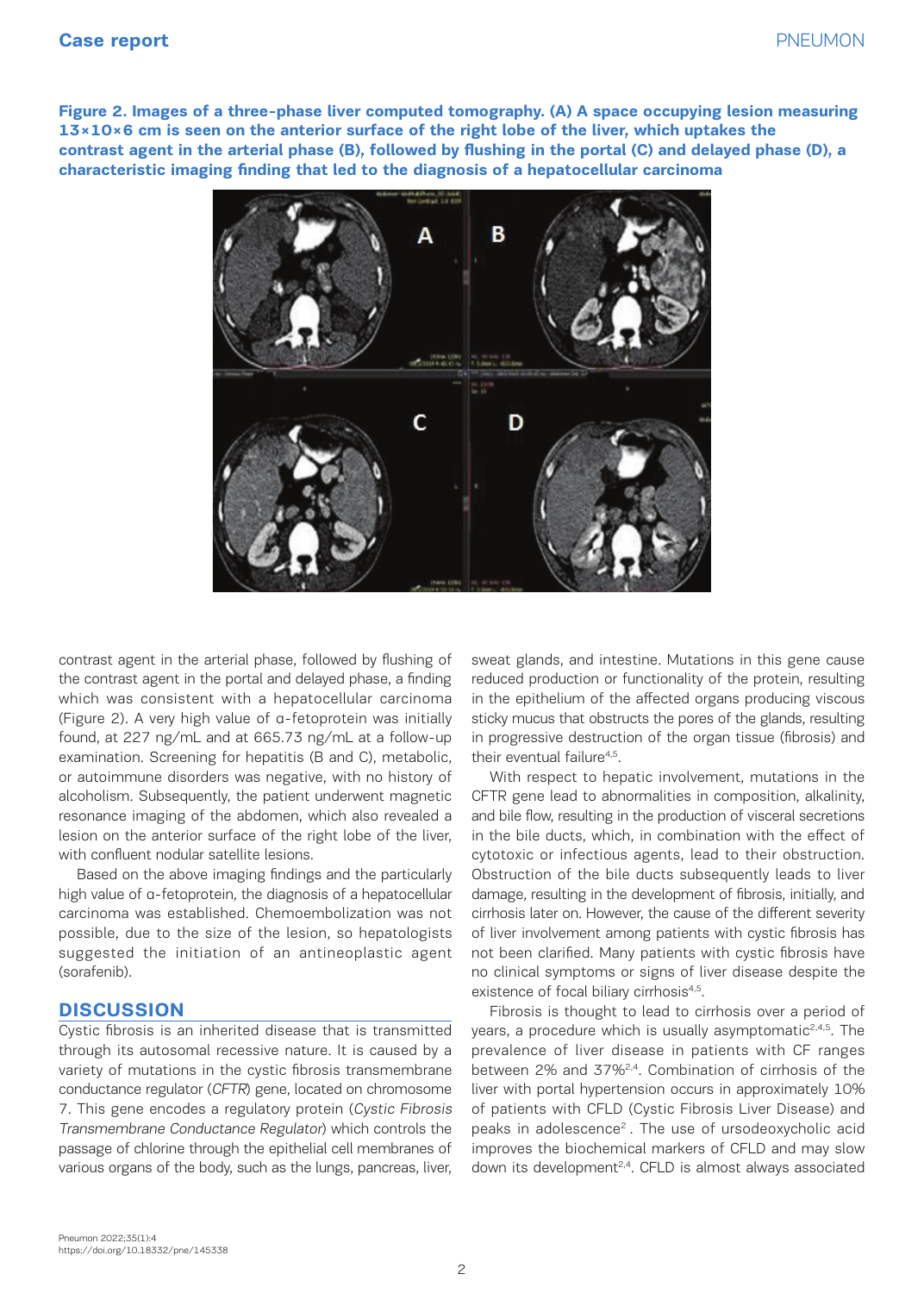**Figure 2. Images of a three-phase liver computed tomography. (A) A space occupying lesion measuring 13×10×6 cm is seen on the anterior surface of the right lobe of the liver, which uptakes the contrast agent in the arterial phase (B), followed by flushing in the portal (C) and delayed phase (D), a characteristic imaging finding that led to the diagnosis of a hepatocellular carcinoma**

contrast agent in the arterial phase, followed by flushing of the contrast agent in the portal and delayed phase, a finding which was consistent with a hepatocellular carcinoma (Figure 2). A very high value of α-fetoprotein was initially found, at 227 ng/mL and at 665.73 ng/mL at a follow-up examination. Screening for hepatitis (B and C), metabolic, or autoimmune disorders was negative, with no history of alcoholism. Subsequently, the patient underwent magnetic resonance imaging of the abdomen, which also revealed a lesion on the anterior surface of the right lobe of the liver, with confluent nodular satellite lesions.

Based on the above imaging findings and the particularly high value of α-fetoprotein, the diagnosis of a hepatocellular carcinoma was established. Chemoembolization was not possible, due to the size of the lesion, so hepatologists suggested the initiation of an antineoplastic agent (sorafenib).

## DISCUSSION

Cystic fibrosis is an inherited disease that is transmitted through its autosomal recessive nature. It is caused by a variety of mutations in the cystic fibrosis transmembrane conductance regulator (*CFTR*) gene, located on chromosome 7. This gene encodes a regulatory protein (*Cystic Fibrosis Transmembrane Conductance Regulator*) which controls the passage of chlorine through the epithelial cell membranes of various organs of the body, such as the lungs, pancreas, liver, sweat glands, and intestine. Mutations in this gene cause reduced production or functionality of the protein, resulting in the epithelium of the affected organs producing viscous sticky mucus that obstructs the pores of the glands, resulting in progressive destruction of the organ tissue (fibrosis) and their eventual failure[4,5].

With respect to hepatic involvement, mutations in the CFTR gene lead to abnormalities in composition, alkalinity, and bile flow, resulting in the production of visceral secretions in the bile ducts, which, in combination with the effect of cytotoxic or infectious agents, lead to their obstruction. Obstruction of the bile ducts subsequently leads to liver damage, resulting in the development of fibrosis, initially, and cirrhosis later on. However, the cause of the different severity of liver involvement among patients with cystic fibrosis has not been clarified. Many patients with cystic fibrosis have no clinical symptoms or signs of liver disease despite the existence of focal biliary cirrhosis[4,5].

Fibrosis is thought to lead to cirrhosis over a period of years, a procedure which is usually asymptomatic[2,4,5]. The prevalence of liver disease in patients with CF ranges between 2% and 37%[2,4]. Combination of cirrhosis of the liver with portal hypertension occurs in approximately 10% of patients with CFLD (Cystic Fibrosis Liver Disease) and peaks in adolescence[2]. The use of ursodeoxycholic acid improves the biochemical markers of CFLD and may slow down its development[2,4]. CFLD is almost always associated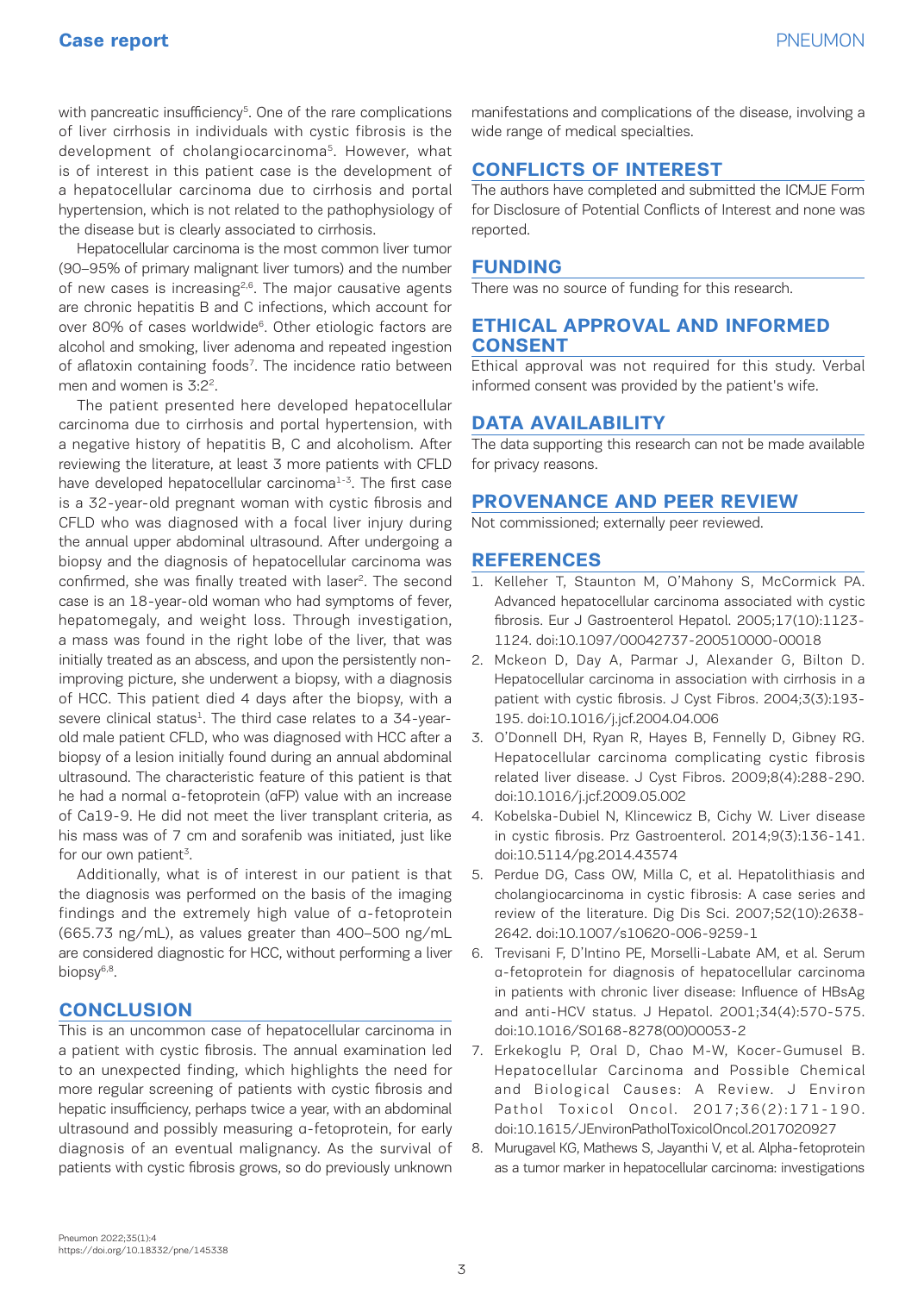with pancreatic insufficiency[5]. One of the rare complications of liver cirrhosis in individuals with cystic fibrosis is the development of cholangiocarcinoma[5]. However, what is of interest in this patient case is the development of a hepatocellular carcinoma due to cirrhosis and portal hypertension, which is not related to the pathophysiology of the disease but is clearly associated to cirrhosis.

Hepatocellular carcinoma is the most common liver tumor (90–95% of primary malignant liver tumors) and the number of new cases is increasing[2,6]. The major causative agents are chronic hepatitis B and C infections, which account for over 80% of cases worldwide[6]. Other etiologic factors are alcohol and smoking, liver adenoma and repeated ingestion of aflatoxin containing foods[7]. The incidence ratio between men and women is 3:2[2].

The patient presented here developed hepatocellular carcinoma due to cirrhosis and portal hypertension, with a negative history of hepatitis B, C and alcoholism. After reviewing the literature, at least 3 more patients with CFLD have developed hepatocellular carcinoma[1-3]. The first case is a 32-year-old pregnant woman with cystic fibrosis and CFLD who was diagnosed with a focal liver injury during the annual upper abdominal ultrasound. After undergoing a biopsy and the diagnosis of hepatocellular carcinoma was confirmed, she was finally treated with laser[2]. The second case is an 18-year-old woman who had symptoms of fever, hepatomegaly, and weight loss. Through investigation, a mass was found in the right lobe of the liver, that was initially treated as an abscess, and upon the persistently non-improving picture, she underwent a biopsy, with a diagnosis of HCC. This patient died 4 days after the biopsy, with a severe clinical status[1]. The third case relates to a 34-year-old male patient CFLD, who was diagnosed with HCC after a biopsy of a lesion initially found during an annual abdominal ultrasound. The characteristic feature of this patient is that he had a normal α-fetoprotein (αFP) value with an increase of Ca19-9. He did not meet the liver transplant criteria, as his mass was of 7 cm and sorafenib was initiated, just like for our own patient[3].

Additionally, what is of interest in our patient is that the diagnosis was performed on the basis of the imaging findings and the extremely high value of α-fetoprotein (665.73 ng/mL), as values greater than 400–500 ng/mL are considered diagnostic for HCC, without performing a liver biopsy[6,8].

## CONCLUSION

This is an uncommon case of hepatocellular carcinoma in a patient with cystic fibrosis. The annual examination led to an unexpected finding, which highlights the need for more regular screening of patients with cystic fibrosis and hepatic insufficiency, perhaps twice a year, with an abdominal ultrasound and possibly measuring α-fetoprotein, for early diagnosis of an eventual malignancy. As the survival of patients with cystic fibrosis grows, so do previously unknown manifestations and complications of the disease, involving a wide range of medical specialties.

## CONFLICTS OF INTEREST

The authors have completed and submitted the ICMJE Form for Disclosure of Potential Conflicts of Interest and none was reported.

## FUNDING

There was no source of funding for this research.

## ETHICAL APPROVAL AND INFORMED CONSENT

Ethical approval was not required for this study. Verbal informed consent was provided by the patient's wife.

## DATA AVAILABILITY

The data supporting this research can not be made available for privacy reasons.

## PROVENANCE AND PEER REVIEW

Not commissioned; externally peer reviewed.

## REFERENCES

1. Kelleher T, Staunton M, O'Mahony S, McCormick PA. Advanced hepatocellular carcinoma associated with cystic fibrosis. Eur J Gastroenterol Hepatol. 2005;17(10):1123-1124. doi:10.1097/00042737-200510000-00018
2. Mckeon D, Day A, Parmar J, Alexander G, Bilton D. Hepatocellular carcinoma in association with cirrhosis in a patient with cystic fibrosis. J Cyst Fibros. 2004;3(3):193-195. doi:10.1016/j.jcf.2004.04.006
3. O'Donnell DH, Ryan R, Hayes B, Fennelly D, Gibney RG. Hepatocellular carcinoma complicating cystic fibrosis related liver disease. J Cyst Fibros. 2009;8(4):288-290. doi:10.1016/j.jcf.2009.05.002
4. Kobelska-Dubiel N, Klincewicz B, Cichy W. Liver disease in cystic fibrosis. Prz Gastroenterol. 2014;9(3):136-141. doi:10.5114/pg.2014.43574
5. Perdue DG, Cass OW, Milla C, et al. Hepatolithiasis and cholangiocarcinoma in cystic fibrosis: A case series and review of the literature. Dig Dis Sci. 2007;52(10):2638-2642. doi:10.1007/s10620-006-9259-1
6. Trevisani F, D'Intino PE, Morselli-Labate AM, et al. Serum α-fetoprotein for diagnosis of hepatocellular carcinoma in patients with chronic liver disease: Influence of HBsAg and anti-HCV status. J Hepatol. 2001;34(4):570-575. doi:10.1016/S0168-8278(00)00053-2
7. Erkekoglu P, Oral D, Chao M-W, Kocer-Gumusel B. Hepatocellular Carcinoma and Possible Chemical and Biological Causes: A Review. J Environ Pathol Toxicol Oncol. 2017;36(2):171-190. doi:10.1615/JEnvironPatholToxicolOncol.2017020927
8. Murugavel KG, Mathews S, Jayanthi V, et al. Alpha-fetoprotein as a tumor marker in hepatocellular carcinoma: investigations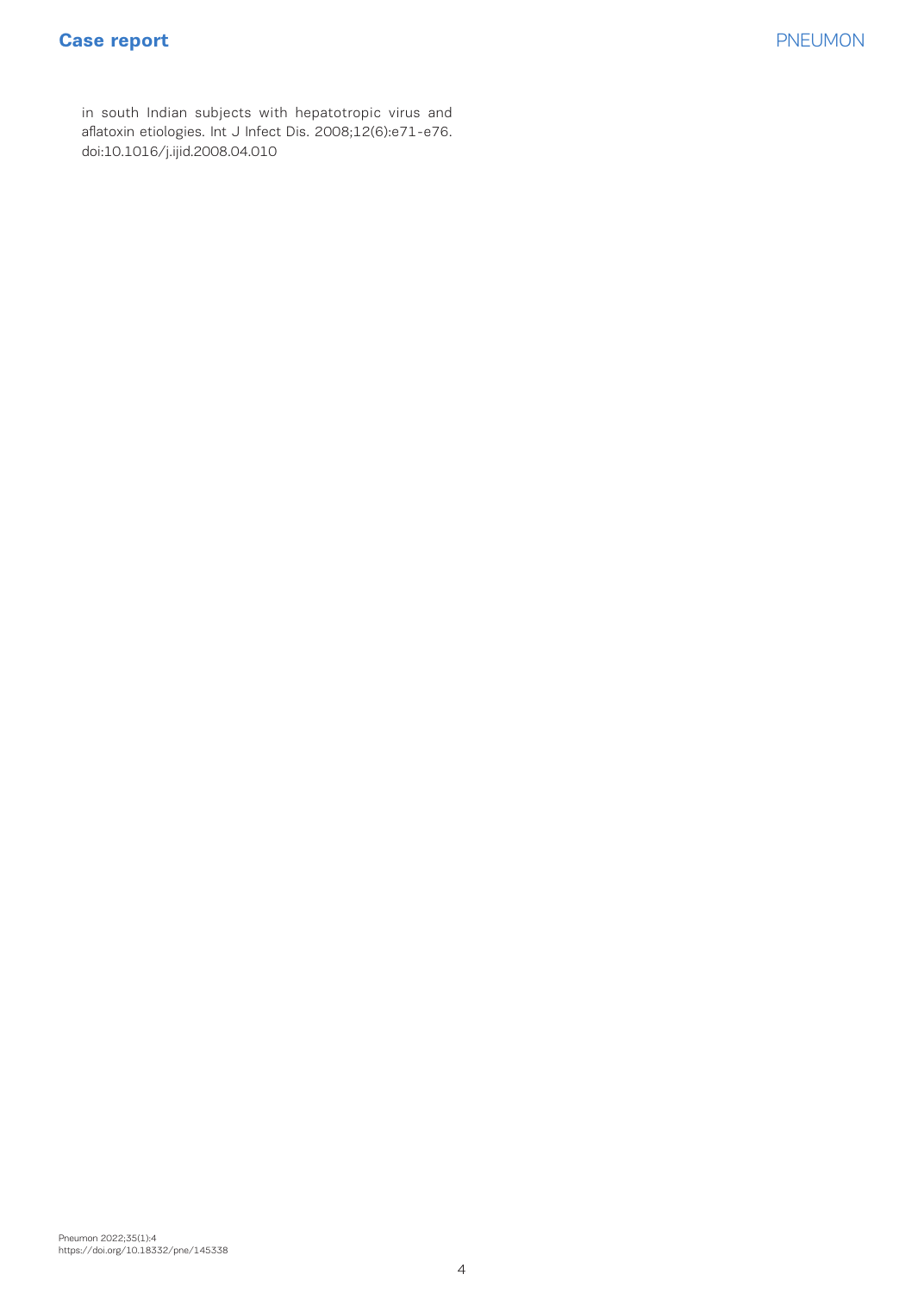in south Indian subjects with hepatotropic virus and aflatoxin etiologies. Int J Infect Dis. 2008;12(6):e71-e76. doi:10.1016/j.ijid.2008.04.010